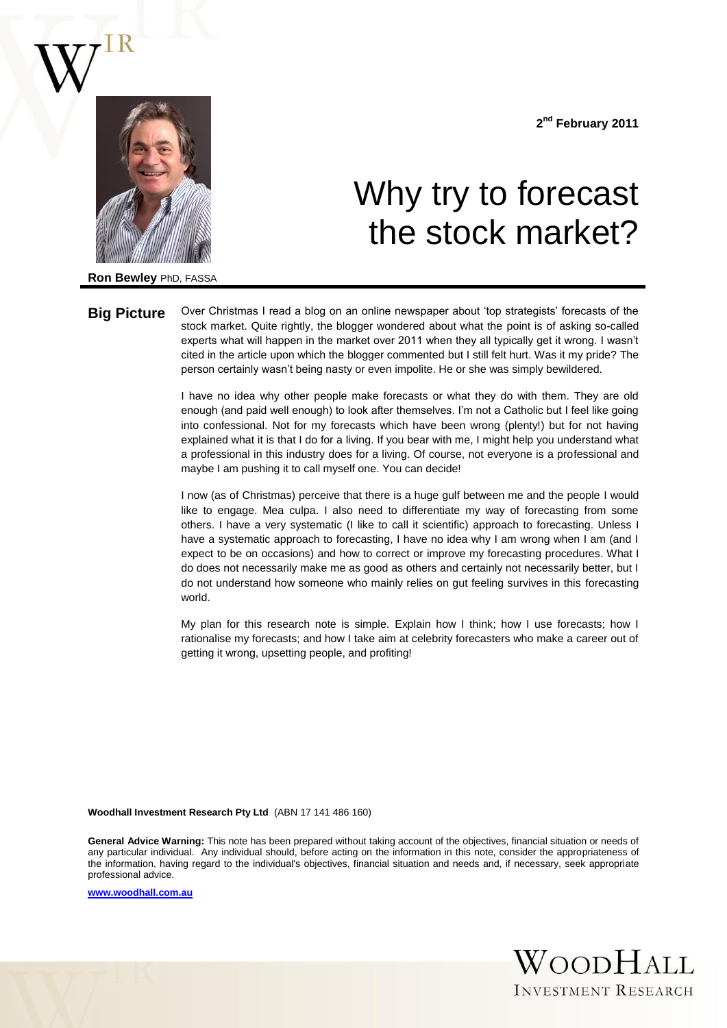2nd February 2011

# Why try to forecast the stock market?

**Ron Bewley** PhD, FASSA

## Big Picture

Over Christmas I read a blog on an online newspaper about 'top strategists' forecasts of the stock market. Quite rightly, the blogger wondered about what the point is of asking so-called experts what will happen in the market over 2011 when they all typically get it wrong. I wasn't cited in the article upon which the blogger commented but I still felt hurt. Was it my pride? The person certainly wasn't being nasty or even impolite. He or she was simply bewildered.

I have no idea why other people make forecasts or what they do with them. They are old enough (and paid well enough) to look after themselves. I'm not a Catholic but I feel like going into confessional. Not for my forecasts which have been wrong (plenty!) but for not having explained what it is that I do for a living. If you bear with me, I might help you understand what a professional in this industry does for a living. Of course, not everyone is a professional and maybe I am pushing it to call myself one. You can decide!

I now (as of Christmas) perceive that there is a huge gulf between me and the people I would like to engage. Mea culpa. I also need to differentiate my way of forecasting from some others. I have a very systematic (I like to call it scientific) approach to forecasting. Unless I have a systematic approach to forecasting, I have no idea why I am wrong when I am (and I expect to be on occasions) and how to correct or improve my forecasting procedures. What I do does not necessarily make me as good as others and certainly not necessarily better, but I do not understand how someone who mainly relies on gut feeling survives in this forecasting world.

My plan for this research note is simple. Explain how I think; how I use forecasts; how I rationalise my forecasts; and how I take aim at celebrity forecasters who make a career out of getting it wrong, upsetting people, and profiting!

**Woodhall Investment Research Pty Ltd** (ABN 17 141 486 160)

**General Advice Warning:** This note has been prepared without taking account of the objectives, financial situation or needs of any particular individual. Any individual should, before acting on the information in this note, consider the appropriateness of the information, having regard to the individual's objectives, financial situation and needs and, if necessary, seek appropriate professional advice.

www.woodhall.com.au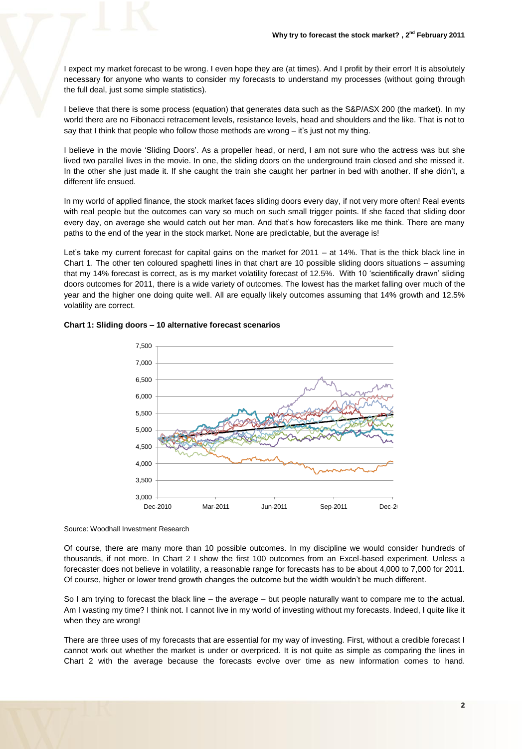I expect my market forecast to be wrong. I even hope they are (at times). And I profit by their error! It is absolutely necessary for anyone who wants to consider my forecasts to understand my processes (without going through the full deal, just some simple statistics).

I believe that there is some process (equation) that generates data such as the S&P/ASX 200 (the market). In my world there are no Fibonacci retracement levels, resistance levels, head and shoulders and the like. That is not to say that I think that people who follow those methods are wrong – it's just not my thing.

I believe in the movie 'Sliding Doors'. As a propeller head, or nerd, I am not sure who the actress was but she lived two parallel lives in the movie. In one, the sliding doors on the underground train closed and she missed it. In the other she just made it. If she caught the train she caught her partner in bed with another. If she didn't, a different life ensued.

In my world of applied finance, the stock market faces sliding doors every day, if not very more often! Real events with real people but the outcomes can vary so much on such small trigger points. If she faced that sliding door every day, on average she would catch out her man. And that's how forecasters like me think. There are many paths to the end of the year in the stock market. None are predictable, but the average is!

Let's take my current forecast for capital gains on the market for 2011 – at 14%. That is the thick black line in Chart 1. The other ten coloured spaghetti lines in that chart are 10 possible sliding doors situations – assuming that my 14% forecast is correct, as is my market volatility forecast of 12.5%. With 10 'scientifically drawn' sliding doors outcomes for 2011, there is a wide variety of outcomes. The lowest has the market falling over much of the year and the higher one doing quite well. All are equally likely outcomes assuming that 14% growth and 12.5% volatility are correct.

**Chart 1: Sliding doors – 10 alternative forecast scenarios**

Source: Woodhall Investment Research

Of course, there are many more than 10 possible outcomes. In my discipline we would consider hundreds of thousands, if not more. In Chart 2 I show the first 100 outcomes from an Excel-based experiment. Unless a forecaster does not believe in volatility, a reasonable range for forecasts has to be about 4,000 to 7,000 for 2011. Of course, higher or lower trend growth changes the outcome but the width wouldn't be much different.

So I am trying to forecast the black line – the average – but people naturally want to compare me to the actual. Am I wasting my time? I think not. I cannot live in my world of investing without my forecasts. Indeed, I quite like it when they are wrong!

There are three uses of my forecasts that are essential for my way of investing. First, without a credible forecast I cannot work out whether the market is under or overpriced. It is not quite as simple as comparing the lines in Chart 2 with the average because the forecasts evolve over time as new information comes to hand.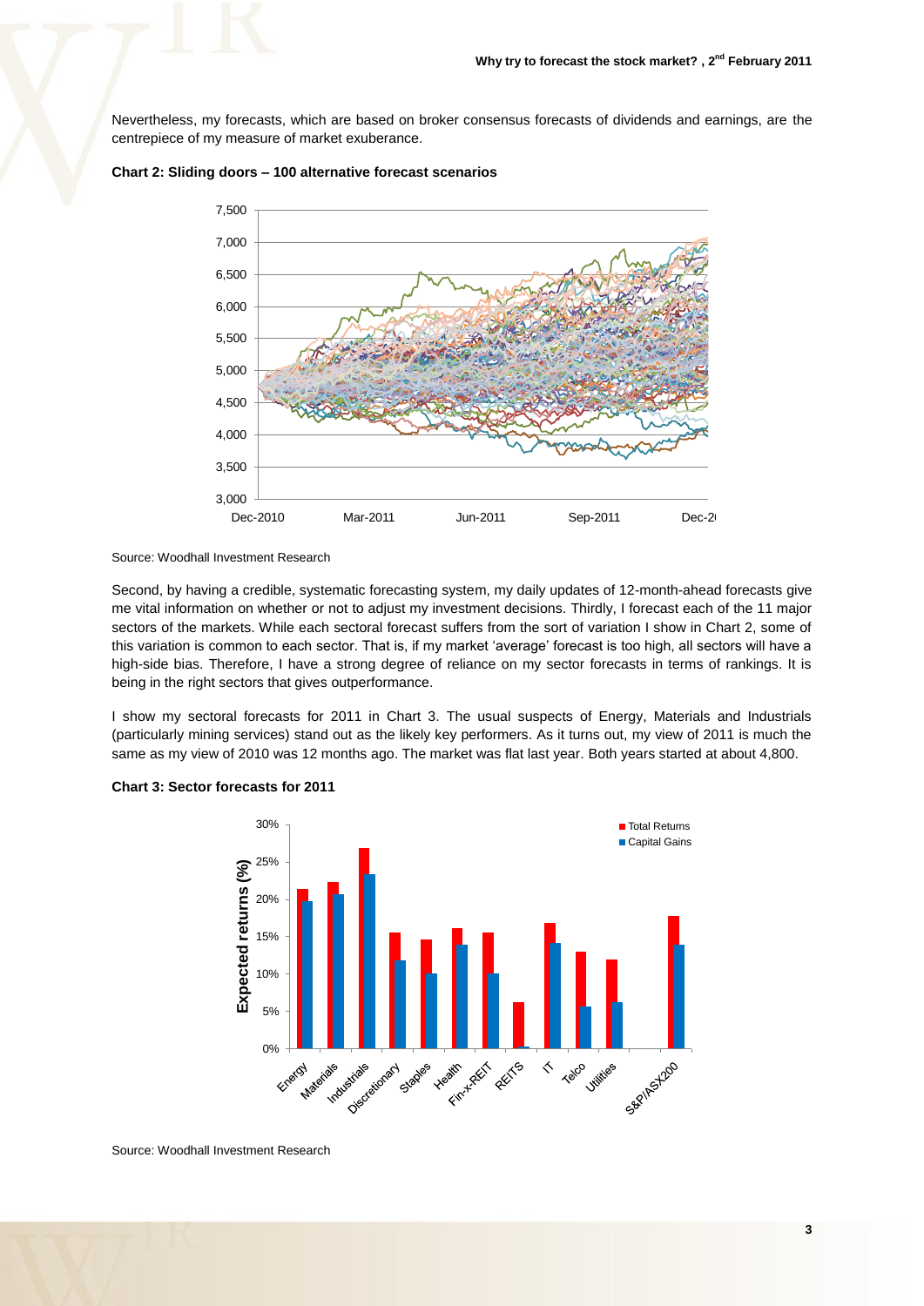Nevertheless, my forecasts, which are based on broker consensus forecasts of dividends and earnings, are the centrepiece of my measure of market exuberance.

**Chart 2: Sliding doors – 100 alternative forecast scenarios**

Source: Woodhall Investment Research

Second, by having a credible, systematic forecasting system, my daily updates of 12-month-ahead forecasts give me vital information on whether or not to adjust my investment decisions. Thirdly, I forecast each of the 11 major sectors of the markets. While each sectoral forecast suffers from the sort of variation I show in Chart 2, some of this variation is common to each sector. That is, if my market 'average' forecast is too high, all sectors will have a high-side bias. Therefore, I have a strong degree of reliance on my sector forecasts in terms of rankings. It is being in the right sectors that gives outperformance.

I show my sectoral forecasts for 2011 in Chart 3. The usual suspects of Energy, Materials and Industrials (particularly mining services) stand out as the likely key performers. As it turns out, my view of 2011 is much the same as my view of 2010 was 12 months ago. The market was flat last year. Both years started at about 4,800.

**Chart 3: Sector forecasts for 2011**

Source: Woodhall Investment Research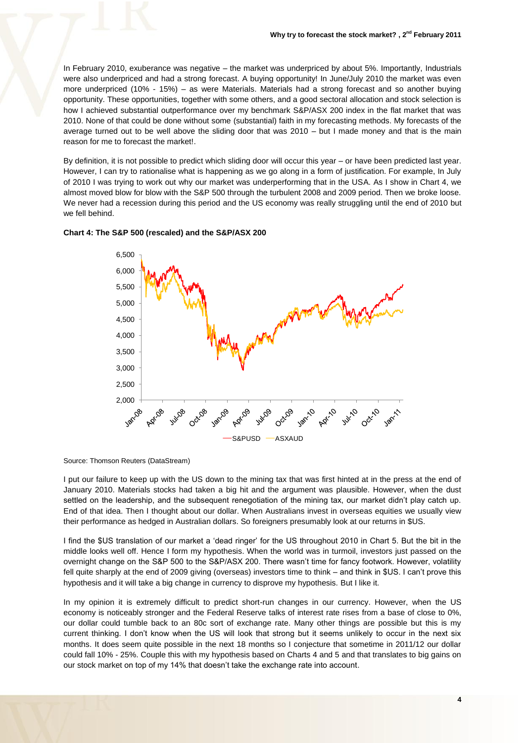In February 2010, exuberance was negative – the market was underpriced by about 5%. Importantly, Industrials were also underpriced and had a strong forecast. A buying opportunity! In June/July 2010 the market was even more underpriced (10% - 15%) – as were Materials. Materials had a strong forecast and so another buying opportunity. These opportunities, together with some others, and a good sectoral allocation and stock selection is how I achieved substantial outperformance over my benchmark S&P/ASX 200 index in the flat market that was 2010. None of that could be done without some (substantial) faith in my forecasting methods. My forecasts of the average turned out to be well above the sliding door that was 2010 – but I made money and that is the main reason for me to forecast the market!.

By definition, it is not possible to predict which sliding door will occur this year – or have been predicted last year. However, I can try to rationalise what is happening as we go along in a form of justification. For example, In July of 2010 I was trying to work out why our market was underperforming that in the USA. As I show in Chart 4, we almost moved blow for blow with the S&P 500 through the turbulent 2008 and 2009 period. Then we broke loose. We never had a recession during this period and the US economy was really struggling until the end of 2010 but we fell behind.

**Chart 4: The S&P 500 (rescaled) and the S&P/ASX 200**

Source: Thomson Reuters (DataStream)

I put our failure to keep up with the US down to the mining tax that was first hinted at in the press at the end of January 2010. Materials stocks had taken a big hit and the argument was plausible. However, when the dust settled on the leadership, and the subsequent renegotiation of the mining tax, our market didn't play catch up. End of that idea. Then I thought about our dollar. When Australians invest in overseas equities we usually view their performance as hedged in Australian dollars. So foreigners presumably look at our returns in $US.

I find the $US translation of our market a 'dead ringer' for the US throughout 2010 in Chart 5. But the bit in the middle looks well off. Hence I form my hypothesis. When the world was in turmoil, investors just passed on the overnight change on the S&P 500 to the S&P/ASX 200. There wasn't time for fancy footwork. However, volatility fell quite sharply at the end of 2009 giving (overseas) investors time to think – and think in $US. I can't prove this hypothesis and it will take a big change in currency to disprove my hypothesis. But I like it.

In my opinion it is extremely difficult to predict short-run changes in our currency. However, when the US economy is noticeably stronger and the Federal Reserve talks of interest rate rises from a base of close to 0%, our dollar could tumble back to an 80c sort of exchange rate. Many other things are possible but this is my current thinking. I don't know when the US will look that strong but it seems unlikely to occur in the next six months. It does seem quite possible in the next 18 months so I conjecture that sometime in 2011/12 our dollar could fall 10% - 25%. Couple this with my hypothesis based on Charts 4 and 5 and that translates to big gains on our stock market on top of my 14% that doesn't take the exchange rate into account.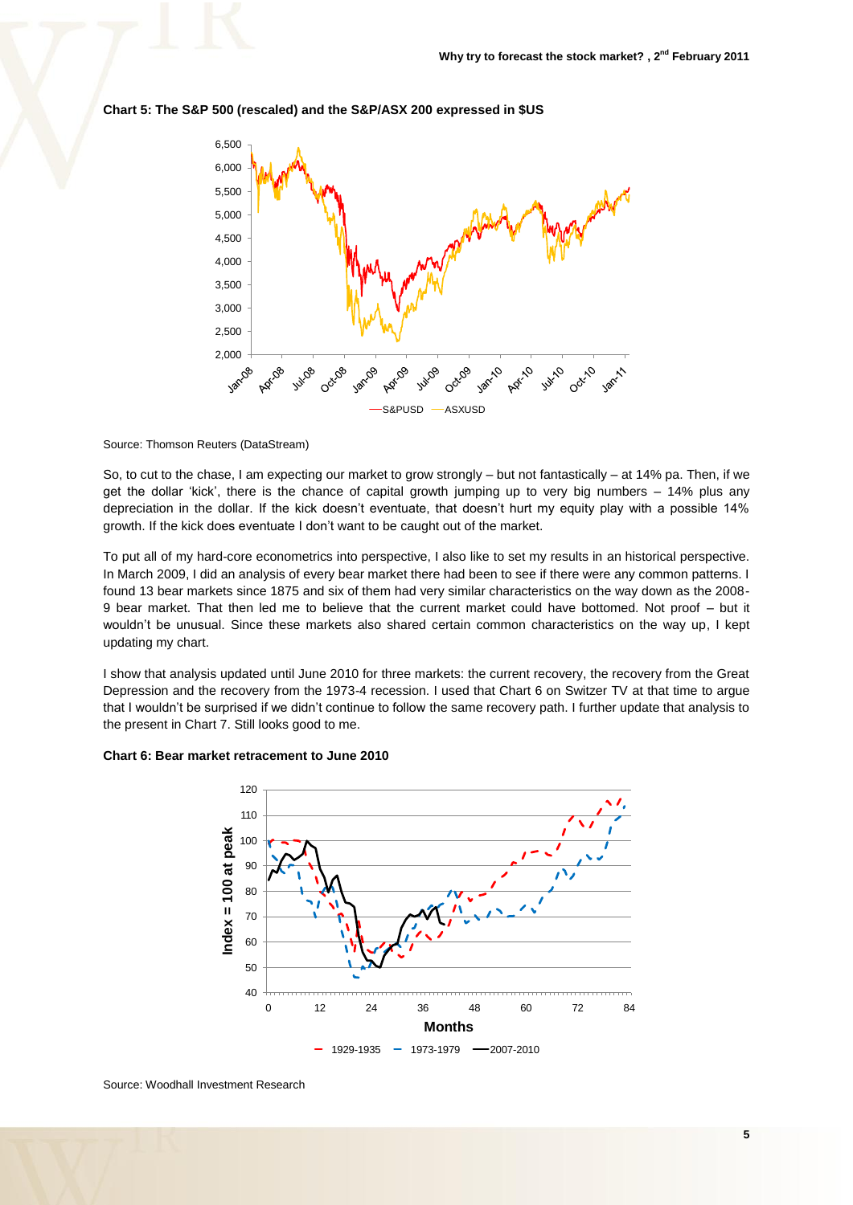**Chart 5: The S&P 500 (rescaled) and the S&P/ASX 200 expressed in $US**

Source: Thomson Reuters (DataStream)

So, to cut to the chase, I am expecting our market to grow strongly – but not fantastically – at 14% pa. Then, if we get the dollar 'kick', there is the chance of capital growth jumping up to very big numbers – 14% plus any depreciation in the dollar. If the kick doesn't eventuate, that doesn't hurt my equity play with a possible 14% growth. If the kick does eventuate I don't want to be caught out of the market.

To put all of my hard-core econometrics into perspective, I also like to set my results in an historical perspective. In March 2009, I did an analysis of every bear market there had been to see if there were any common patterns. I found 13 bear markets since 1875 and six of them had very similar characteristics on the way down as the 2008-9 bear market. That then led me to believe that the current market could have bottomed. Not proof – but it wouldn't be unusual. Since these markets also shared certain common characteristics on the way up, I kept updating my chart.

I show that analysis updated until June 2010 for three markets: the current recovery, the recovery from the Great Depression and the recovery from the 1973-4 recession. I used that Chart 6 on Switzer TV at that time to argue that I wouldn't be surprised if we didn't continue to follow the same recovery path. I further update that analysis to the present in Chart 7. Still looks good to me.

**Chart 6: Bear market retracement to June 2010**

Source: Woodhall Investment Research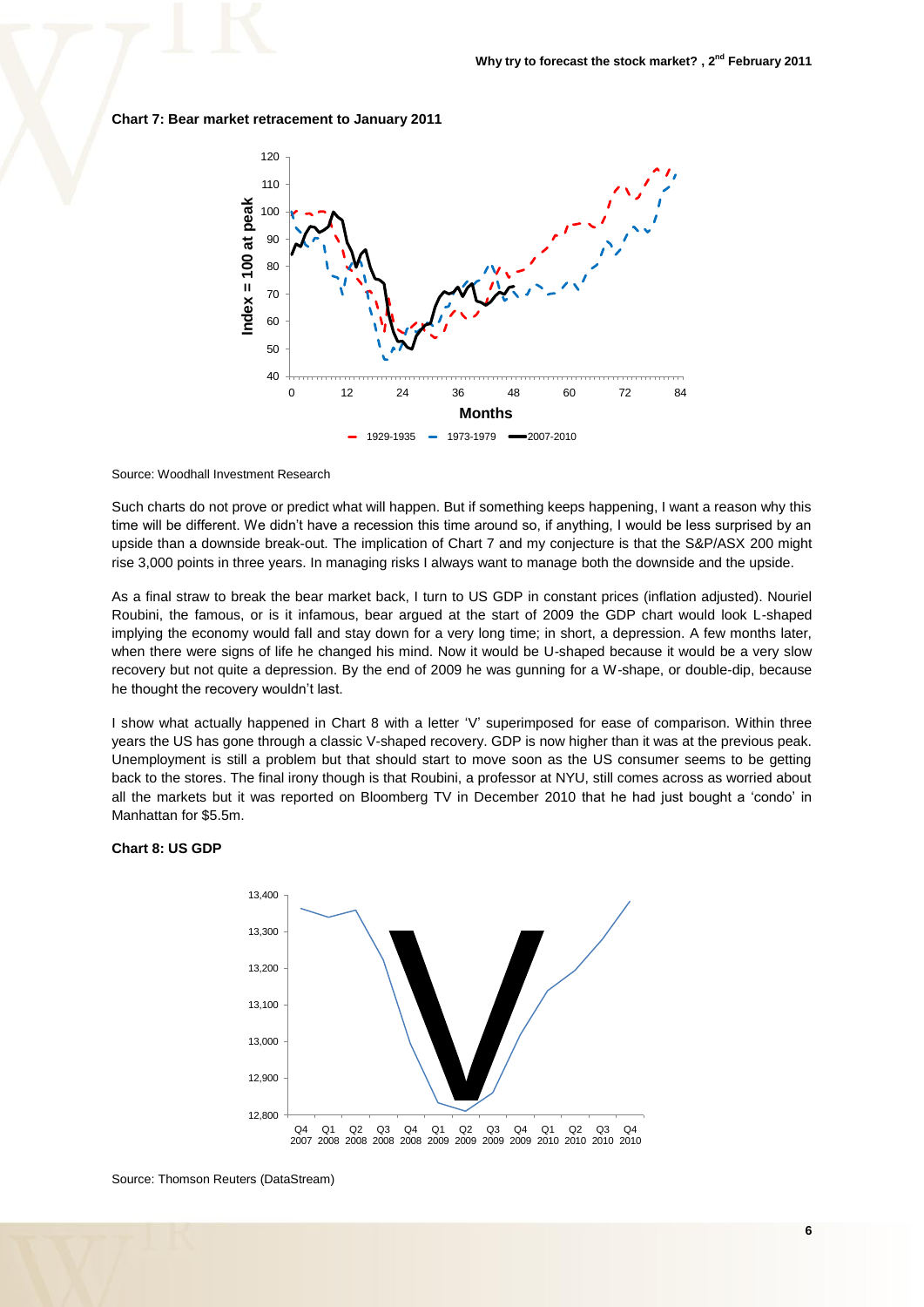**Chart 7: Bear market retracement to January 2011**

Source: Woodhall Investment Research

Such charts do not prove or predict what will happen. But if something keeps happening, I want a reason why this time will be different. We didn't have a recession this time around so, if anything, I would be less surprised by an upside than a downside break-out. The implication of Chart 7 and my conjecture is that the S&P/ASX 200 might rise 3,000 points in three years. In managing risks I always want to manage both the downside and the upside.

As a final straw to break the bear market back, I turn to US GDP in constant prices (inflation adjusted). Nouriel Roubini, the famous, or is it infamous, bear argued at the start of 2009 the GDP chart would look L-shaped implying the economy would fall and stay down for a very long time; in short, a depression. A few months later, when there were signs of life he changed his mind. Now it would be U-shaped because it would be a very slow recovery but not quite a depression. By the end of 2009 he was gunning for a W-shape, or double-dip, because he thought the recovery wouldn't last.

I show what actually happened in Chart 8 with a letter 'V' superimposed for ease of comparison. Within three years the US has gone through a classic V-shaped recovery. GDP is now higher than it was at the previous peak. Unemployment is still a problem but that should start to move soon as the US consumer seems to be getting back to the stores. The final irony though is that Roubini, a professor at NYU, still comes across as worried about all the markets but it was reported on Bloomberg TV in December 2010 that he had just bought a 'condo' in Manhattan for $5.5m.

**Chart 8: US GDP**

Source: Thomson Reuters (DataStream)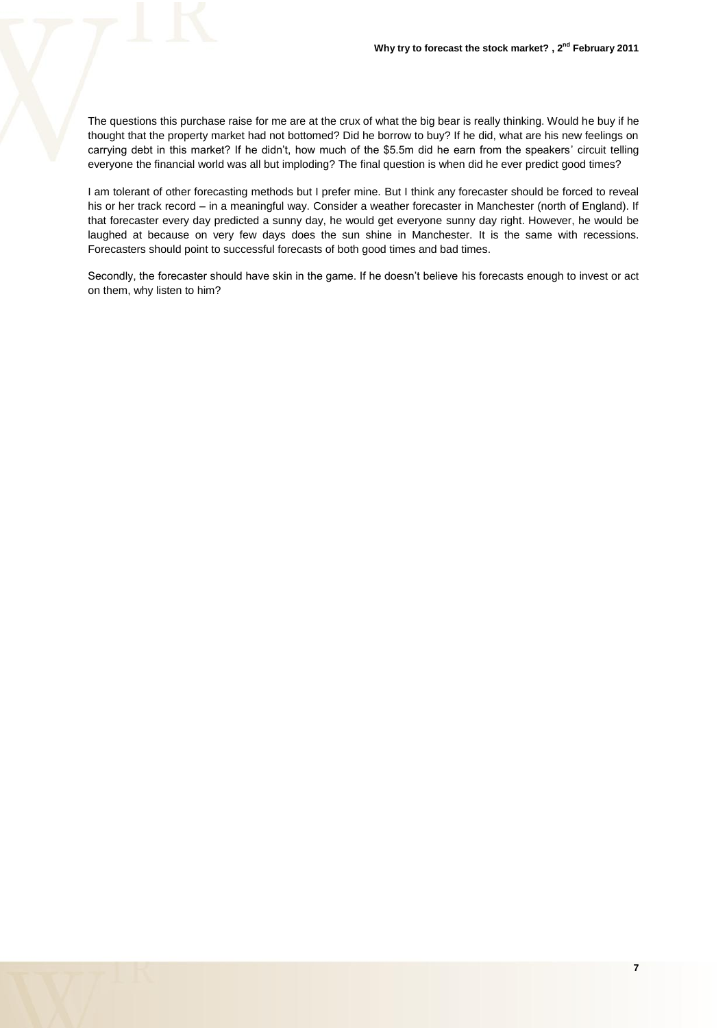The questions this purchase raise for me are at the crux of what the big bear is really thinking. Would he buy if he thought that the property market had not bottomed? Did he borrow to buy? If he did, what are his new feelings on carrying debt in this market? If he didn't, how much of the $5.5m did he earn from the speakers' circuit telling everyone the financial world was all but imploding? The final question is when did he ever predict good times?

I am tolerant of other forecasting methods but I prefer mine. But I think any forecaster should be forced to reveal his or her track record – in a meaningful way. Consider a weather forecaster in Manchester (north of England). If that forecaster every day predicted a sunny day, he would get everyone sunny day right. However, he would be laughed at because on very few days does the sun shine in Manchester. It is the same with recessions. Forecasters should point to successful forecasts of both good times and bad times.

Secondly, the forecaster should have skin in the game. If he doesn't believe his forecasts enough to invest or act on them, why listen to him?